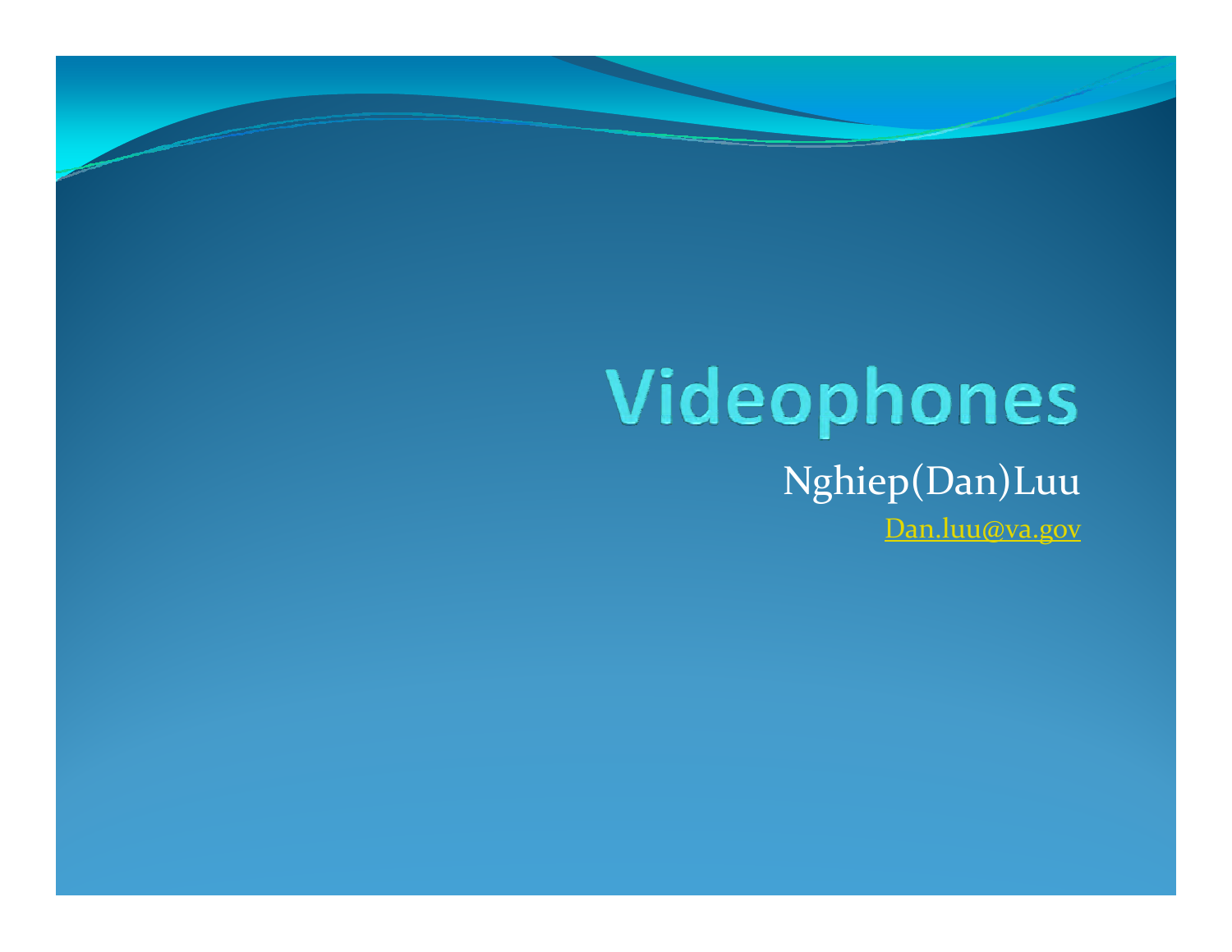# Videophones

Nghiep(Dan)Luu

Dan.luu@va.gov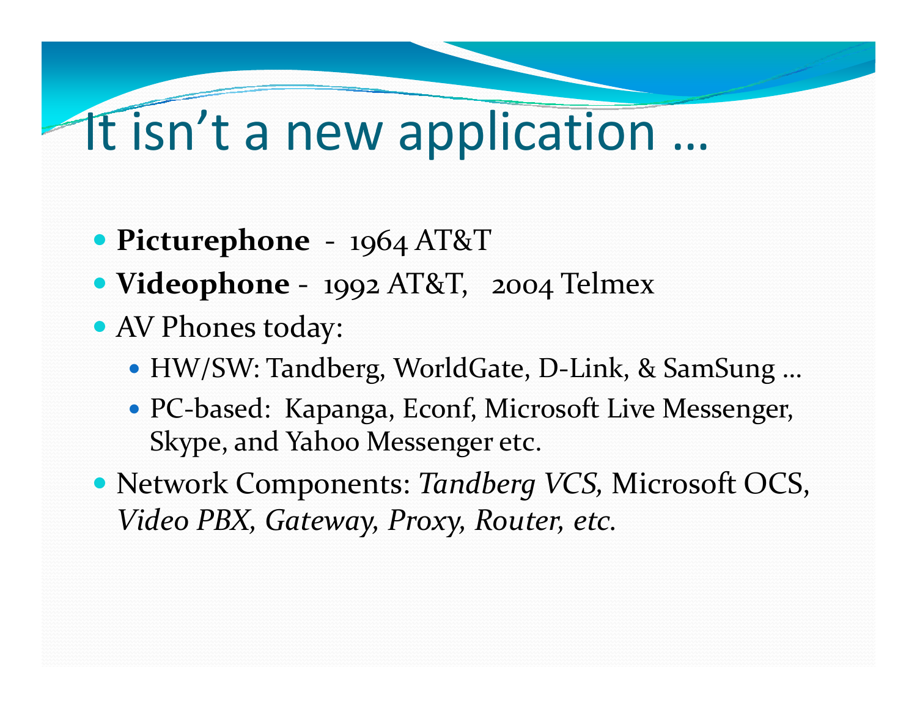# It isn't a new application …

- **Picturephone** - 1964 AT&T
- **Videophone** - 1992 AT&T, 2004 Telmex
- AV Phones today:
  - HW/SW: Tandberg, WorldGate, D-Link, & SamSung …
  - PC-based: Kapanga, Econf, Microsoft Live Messenger, Skype, and Yahoo Messenger etc.
- Network Components: *Tandberg VCS,* Microsoft OCS, *Video PBX, Gateway, Proxy, Router, etc.*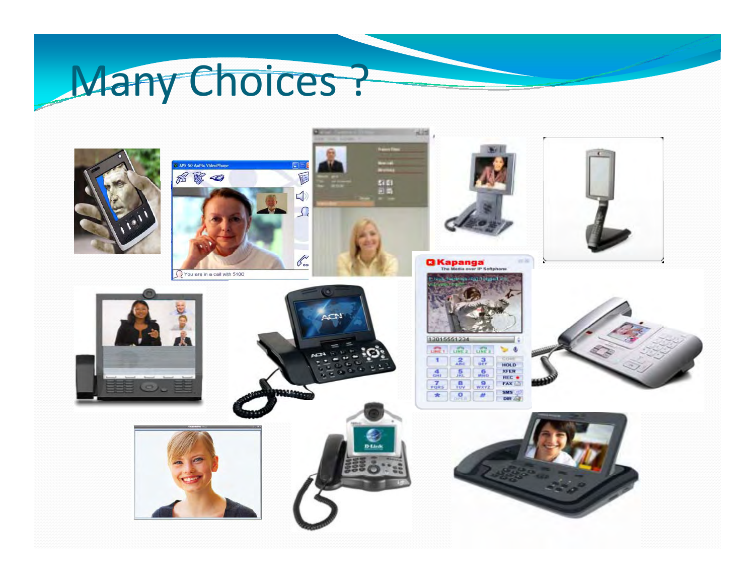# Many Choices ?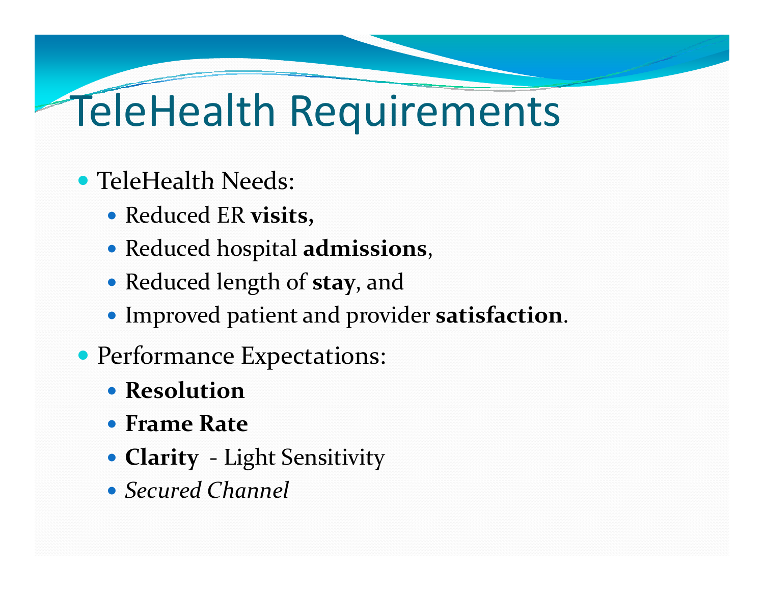# TeleHealth Requirements

- TeleHealth Needs:
  - Reduced ER **visits,**
  - Reduced hospital **admissions**,
  - Reduced length of **stay**, and
  - Improved patient and provider **satisfaction**.
- Performance Expectations:
  - **Resolution**
  - **Frame Rate**
  - **Clarity** - Light Sensitivity
  - *Secured Channel*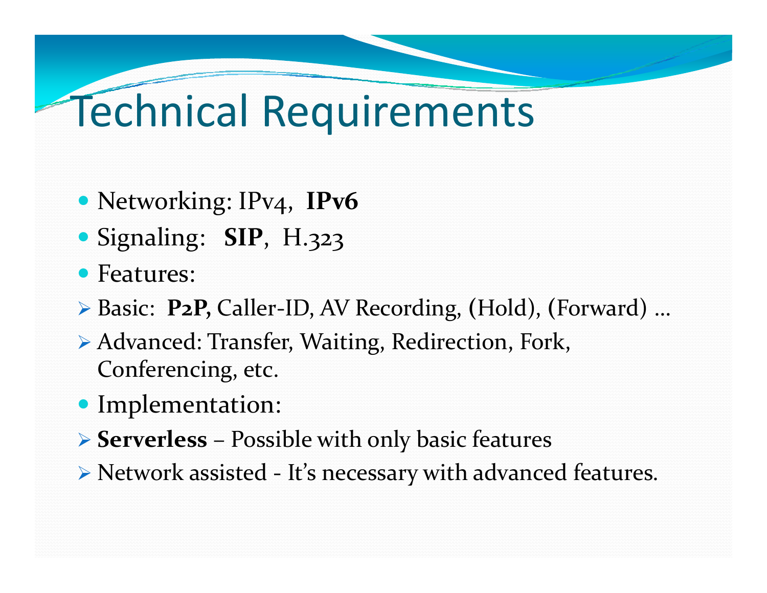# Technical Requirements

- Networking: IPv4, **IPv6**
- Signaling: **SIP**, H.323
- Features:
  - Basic: **P2P,** Caller-ID, AV Recording, (Hold), (Forward) …
  - Advanced: Transfer, Waiting, Redirection, Fork, Conferencing, etc.
- Implementation:
  - **Serverless** – Possible with only basic features
  - Network assisted - It's necessary with advanced features.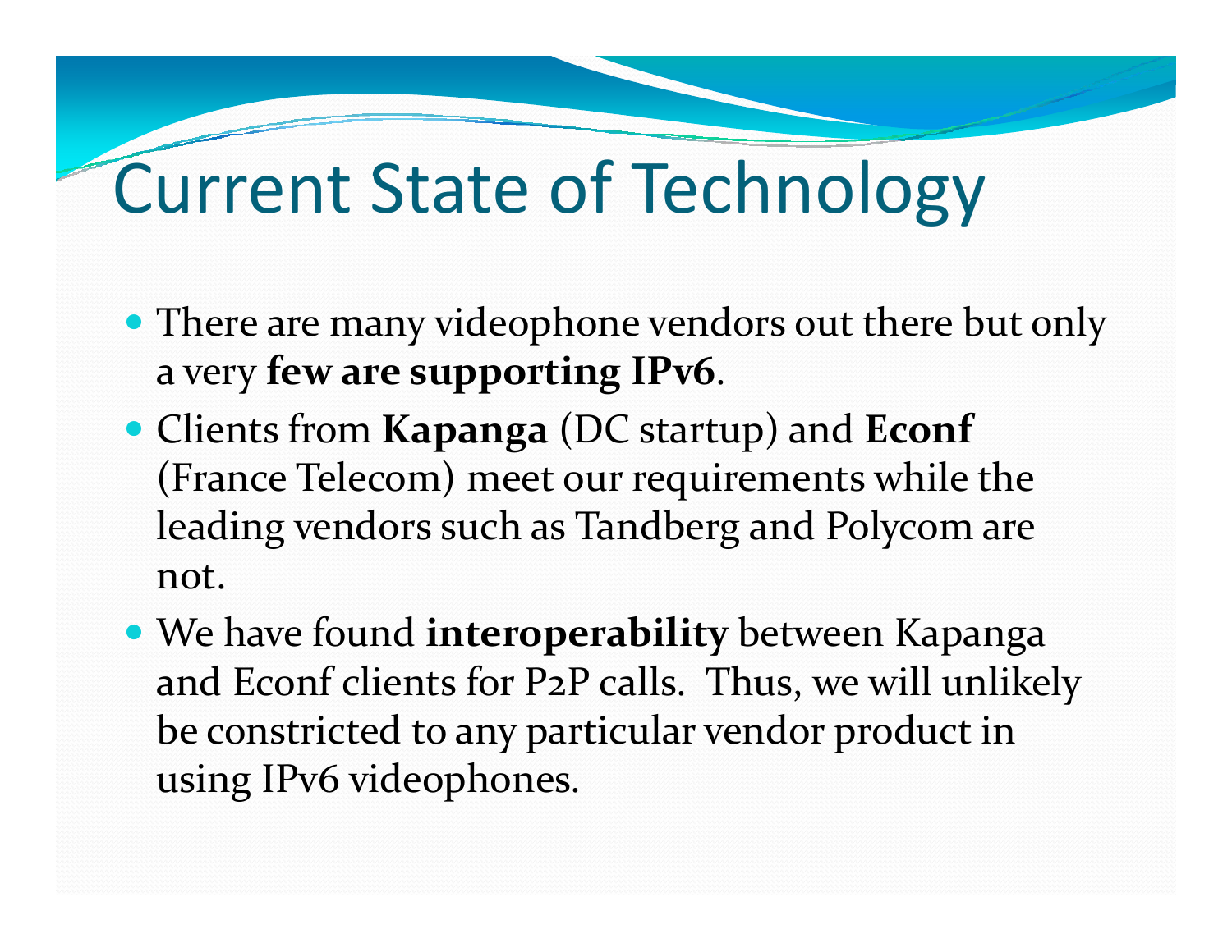# Current State of Technology

- There are many videophone vendors out there but only a very **few are supporting IPv6**.
- Clients from **Kapanga** (DC startup) and **Econf** (France Telecom) meet our requirements while the leading vendors such as Tandberg and Polycom are not.
- We have found **interoperability** between Kapanga and Econf clients for P2P calls. Thus, we will unlikely be constricted to any particular vendor product in using IPv6 videophones.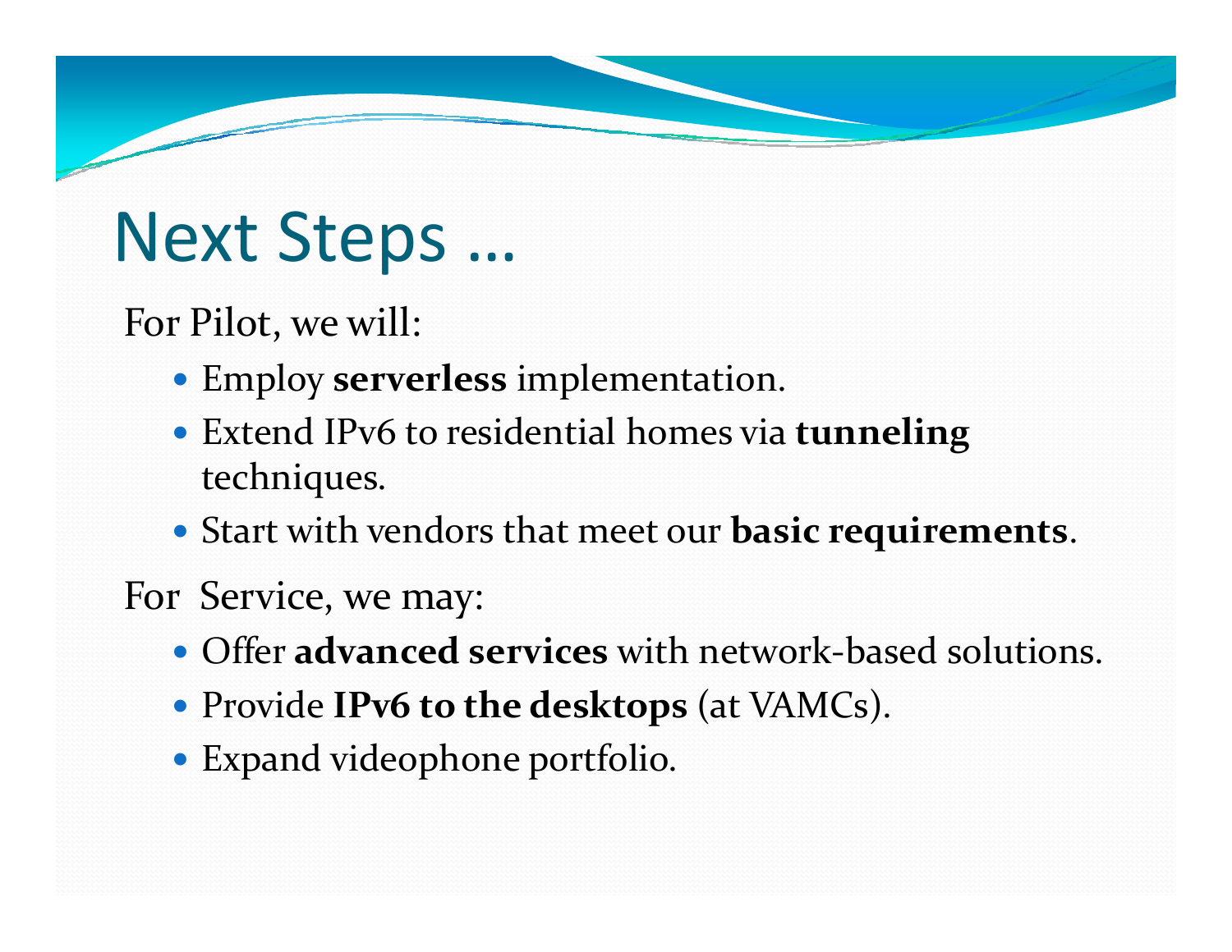# Next Steps …

For Pilot, we will:

- Employ **serverless** implementation.
- Extend IPv6 to residential homes via **tunneling** techniques.
- Start with vendors that meet our **basic requirements**.

For Service, we may:

- Offer **advanced services** with network-based solutions.
- Provide **IPv6 to the desktops** (at VAMCs).
- Expand videophone portfolio.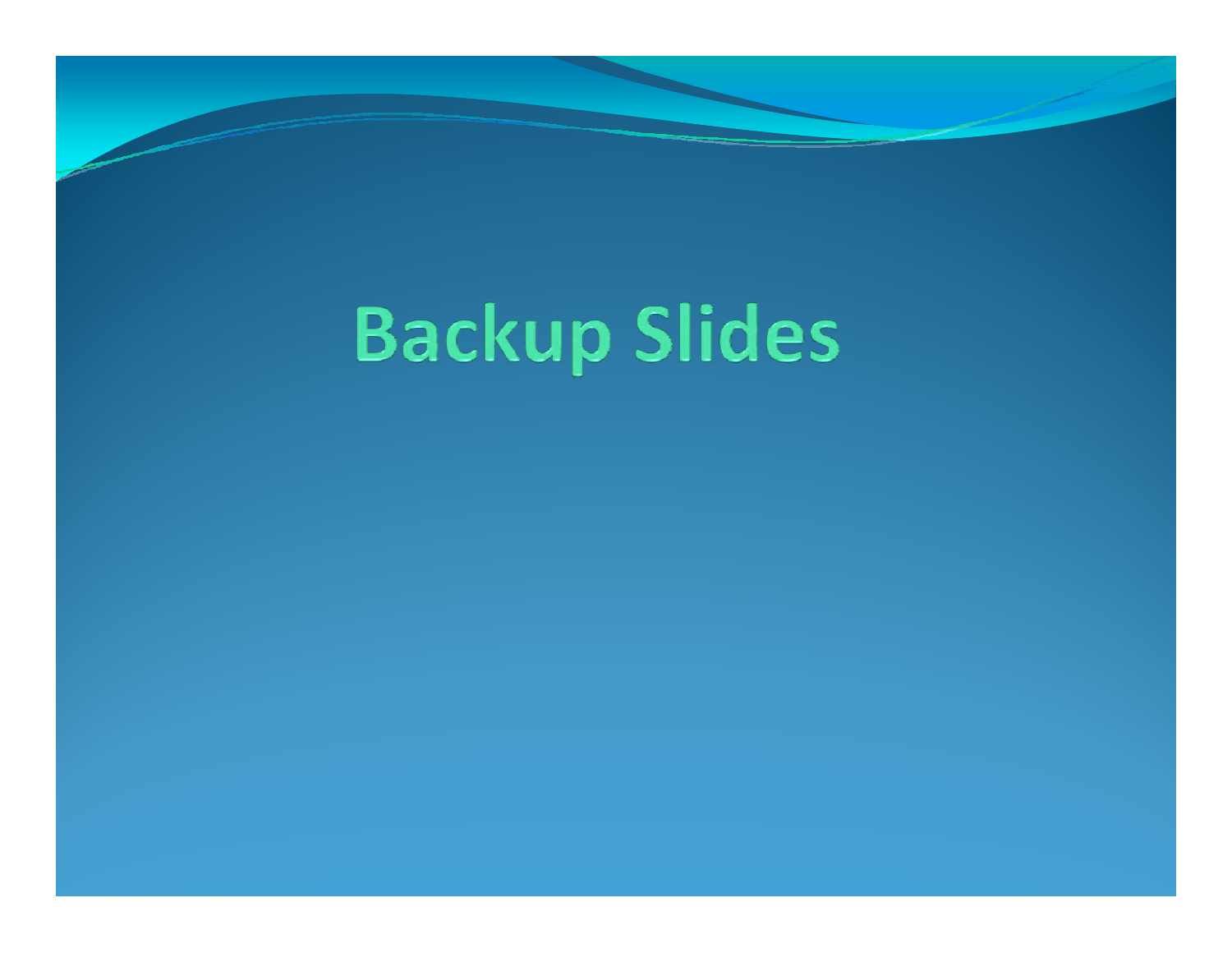# Backup Slides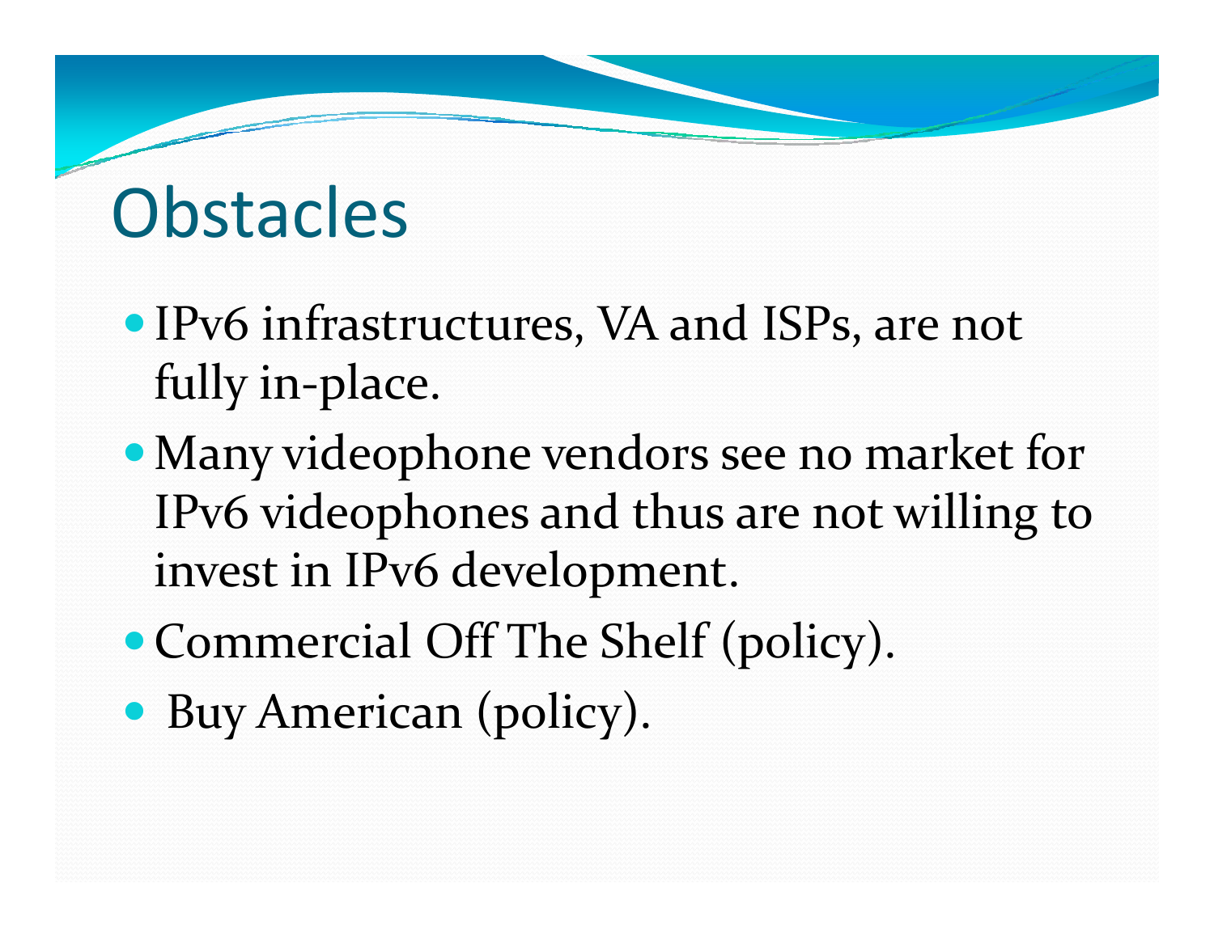# Obstacles

- IPv6 infrastructures, VA and ISPs, are not fully in-place.
- Many videophone vendors see no market for IPv6 videophones and thus are not willing to invest in IPv6 development.
- Commercial Off The Shelf (policy).
- Buy American (policy).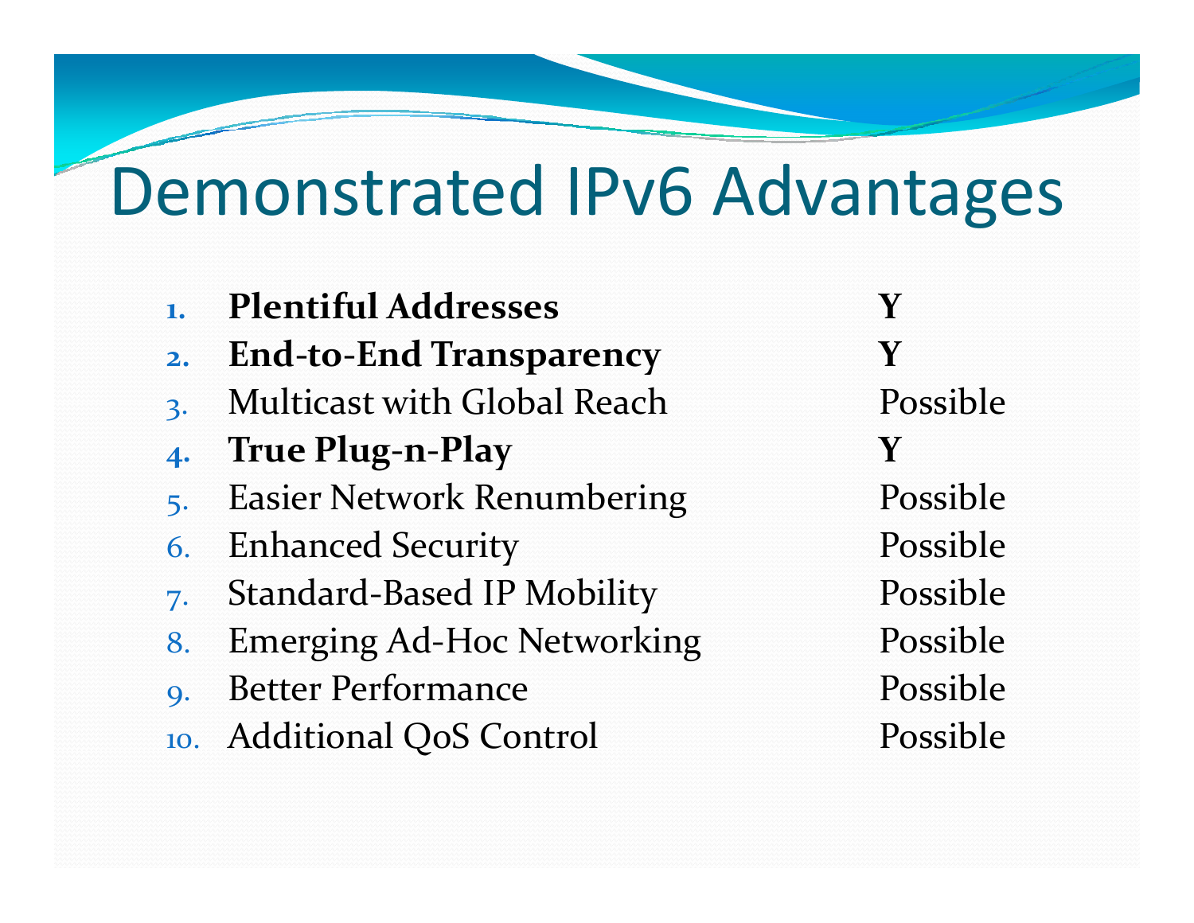# Demonstrated IPv6 Advantages

| | | |
|---|---|---|
| 1. | **Plentiful Addresses** | **Y** |
| 2. | **End-to-End Transparency** | **Y** |
| 3. | Multicast with Global Reach | Possible |
| 4. | **True Plug-n-Play** | **Y** |
| 5. | Easier Network Renumbering | Possible |
| 6. | Enhanced Security | Possible |
| 7. | Standard-Based IP Mobility | Possible |
| 8. | Emerging Ad-Hoc Networking | Possible |
| 9. | Better Performance | Possible |
| 10. | Additional QoS Control | Possible |